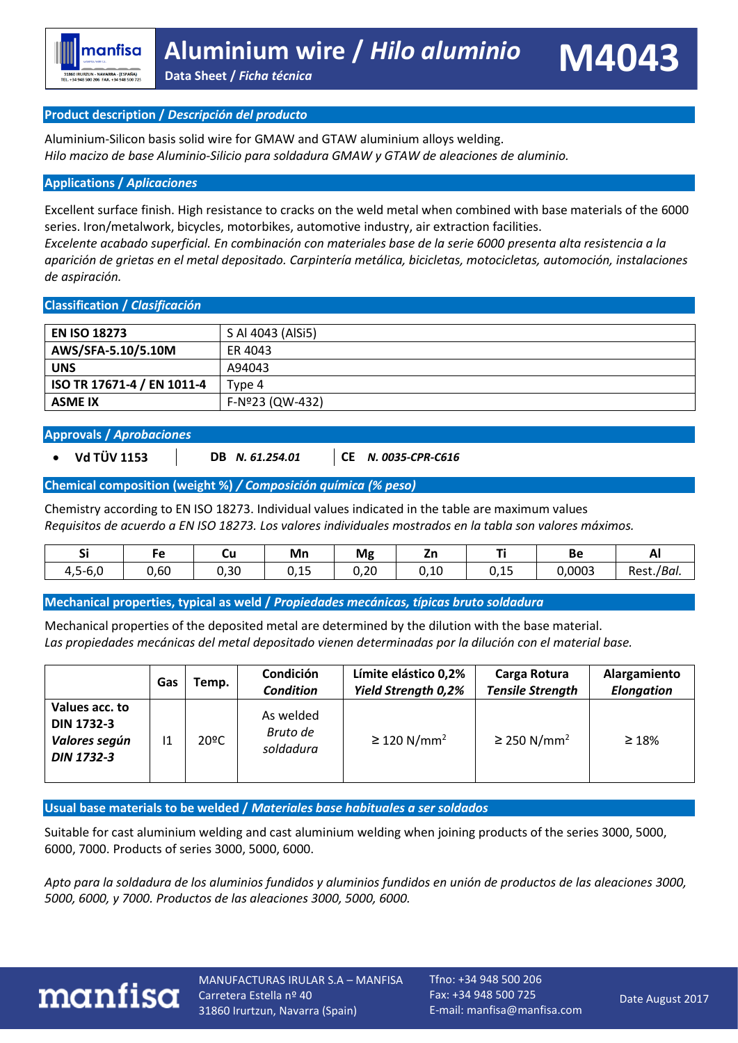# Aluminium wire / *Hilo aluminio* — M4043

**Data Sheet / *Ficha técnica***

## Product description / *Descripción del producto*

Aluminium-Silicon basis solid wire for GMAW and GTAW aluminium alloys welding.
*Hilo macizo de base Aluminio-Silicio para soldadura GMAW y GTAW de aleaciones de aluminio.*

## Applications / *Aplicaciones*

Excellent surface finish. High resistance to cracks on the weld metal when combined with base materials of the 6000 series. Iron/metalwork, bicycles, motorbikes, automotive industry, air extraction facilities.
*Excelente acabado superficial. En combinación con materiales base de la serie 6000 presenta alta resistencia a la aparición de grietas en el metal depositado. Carpintería metálica, bicicletas, motocicletas, automoción, instalaciones de aspiración.*

## Classification / *Clasificación*

| | |
|---|---|
| **EN ISO 18273** | S Al 4043 (AlSi5) |
| **AWS/SFA-5.10/5.10M** | ER 4043 |
| **UNS** | A94043 |
| **ISO TR 17671-4 / EN 1011-4** | Type 4 |
| **ASME IX** | F-Nº23 (QW-432) |

## Approvals / *Aprobaciones*

- **Vd TÜV 1153** | **DB** ***N. 61.254.01*** | **CE** ***N. 0035-CPR-C616***

## Chemical composition (weight %) / *Composición química (% peso)*

Chemistry according to EN ISO 18273. Individual values indicated in the table are maximum values
*Requisitos de acuerdo a EN ISO 18273. Los valores individuales mostrados en la tabla son valores máximos.*

| Si | Fe | Cu | Mn | Mg | Zn | Ti | Be | Al |
|---|---|---|---|---|---|---|---|---|
| 4,5-6,0 | 0,60 | 0,30 | 0,15 | 0,20 | 0,10 | 0,15 | 0,0003 | Rest./*Bal.* |

## Mechanical properties, typical as weld / *Propiedades mecánicas, típicas bruto soldadura*

Mechanical properties of the deposited metal are determined by the dilution with the base material.
*Las propiedades mecánicas del metal depositado vienen determinadas por la dilución con el material base.*

| | Gas | Temp. | Condición *Condition* | Límite elástico 0,2% *Yield Strength 0,2%* | Carga Rotura *Tensile Strength* | Alargamiento *Elongation* |
|---|---|---|---|---|---|---|
| **Values acc. to DIN 1732-3** ***Valores según DIN 1732-3*** | I1 | 20ºC | As welded *Bruto de soldadura* | ≥ 120 N/mm² | ≥ 250 N/mm² | ≥ 18% |

## Usual base materials to be welded / *Materiales base habituales a ser soldados*

Suitable for cast aluminium welding and cast aluminium welding when joining products of the series 3000, 5000, 6000, 7000. Products of series 3000, 5000, 6000.

*Apto para la soldadura de los aluminios fundidos y aluminios fundidos en unión de productos de las aleaciones 3000, 5000, 6000, y 7000. Productos de las aleaciones 3000, 5000, 6000.*

MANUFACTURAS IRULAR S.A – MANFISA
Carretera Estella nº 40
31860 Irurtzun, Navarra (Spain)

Tfno: +34 948 500 206
Fax: +34 948 500 725
E-mail: manfisa@manfisa.com

Date August 2017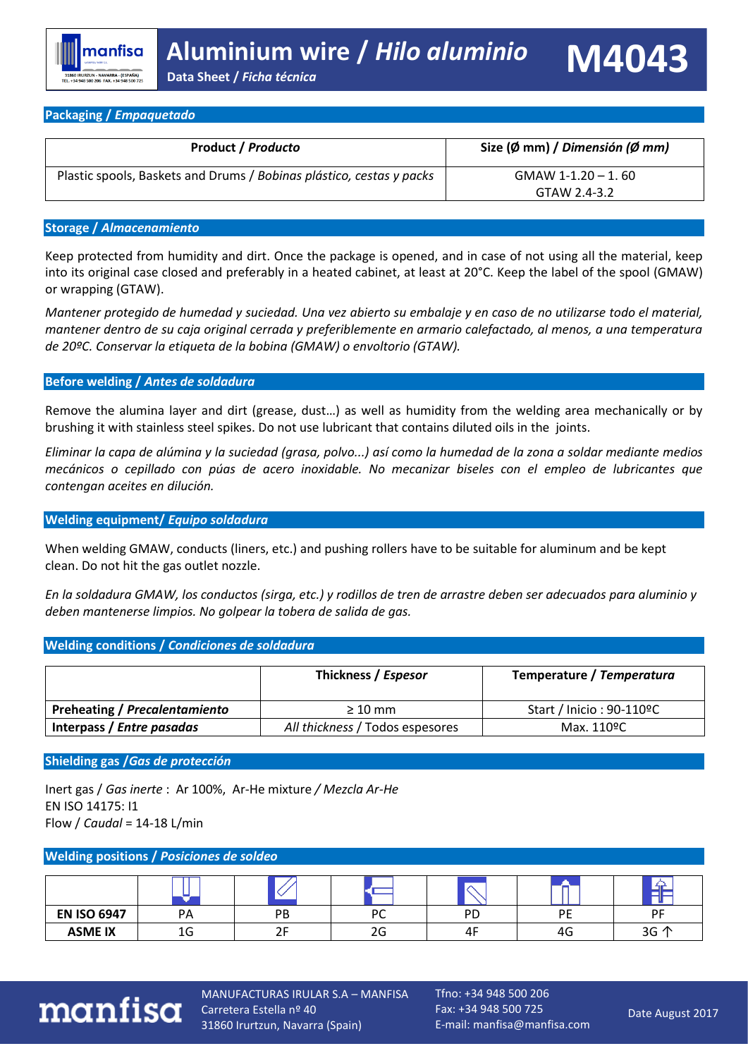# Aluminium wire / *Hilo aluminio* M4043

**Data Sheet / *Ficha técnica***

## Packaging / *Empaquetado*

| Product / *Producto* | Size (Ø mm) / *Dimensión (Ø mm)* |
|---|---|
| Plastic spools, Baskets and Drums / *Bobinas plástico, cestas y packs* | GMAW 1-1.20 – 1. 60<br>GTAW 2.4-3.2 |

## Storage / *Almacenamiento*

Keep protected from humidity and dirt. Once the package is opened, and in case of not using all the material, keep into its original case closed and preferably in a heated cabinet, at least at 20°C. Keep the label of the spool (GMAW) or wrapping (GTAW).

*Mantener protegido de humedad y suciedad. Una vez abierto su embalaje y en caso de no utilizarse todo el material, mantener dentro de su caja original cerrada y preferiblemente en armario calefactado, al menos, a una temperatura de 20ºC. Conservar la etiqueta de la bobina (GMAW) o envoltorio (GTAW).*

## Before welding / *Antes de soldadura*

Remove the alumina layer and dirt (grease, dust…) as well as humidity from the welding area mechanically or by brushing it with stainless steel spikes. Do not use lubricant that contains diluted oils in the joints.

*Eliminar la capa de alúmina y la suciedad (grasa, polvo...) así como la humedad de la zona a soldar mediante medios mecánicos o cepillado con púas de acero inoxidable. No mecanizar biseles con el empleo de lubricantes que contengan aceites en dilución.*

## Welding equipment/ *Equipo soldadura*

When welding GMAW, conducts (liners, etc.) and pushing rollers have to be suitable for aluminum and be kept clean. Do not hit the gas outlet nozzle.

*En la soldadura GMAW, los conductos (sirga, etc.) y rodillos de tren de arrastre deben ser adecuados para aluminio y deben mantenerse limpios. No golpear la tobera de salida de gas.*

## Welding conditions / *Condiciones de soldadura*

| | Thickness / *Espesor* | Temperature / *Temperatura* |
|---|---|---|
| **Preheating / *Precalentamiento*** | ≥ 10 mm | Start / Inicio : 90-110ºC |
| **Interpass / *Entre pasadas*** | *All thickness* / Todos espesores | Max. 110ºC |

## Shielding gas /*Gas de protección*

Inert gas / *Gas inerte* : Ar 100%, Ar-He mixture */ Mezcla Ar-He*
EN ISO 14175: I1
Flow / *Caudal* = 14-18 L/min

## Welding positions / *Posiciones de soldeo*

| | | | | | | |
|---|---|---|---|---|---|---|
| **EN ISO 6947** | PA | PB | PC | PD | PE | PF |
| **ASME IX** | 1G | 2F | 2G | 4F | 4G | 3G ↑ |

MANUFACTURAS IRULAR S.A – MANFISA
Carretera Estella nº 40
31860 Irurtzun, Navarra (Spain)

Tfno: +34 948 500 206
Fax: +34 948 500 725
E-mail: manfisa@manfisa.com

Date August 2017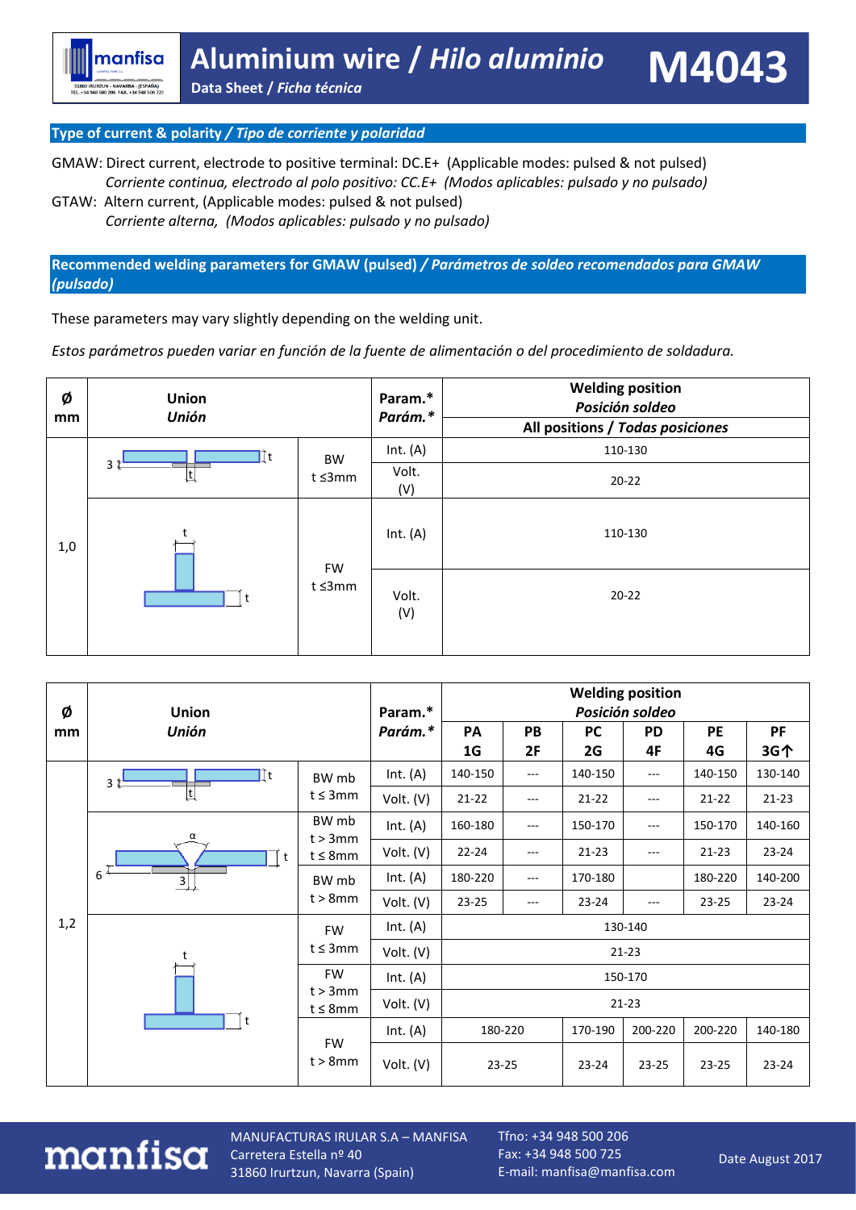# Aluminium wire / *Hilo aluminio*

**Data Sheet / *Ficha técnica***

# M4043

## Type of current & polarity / *Tipo de corriente y polaridad*

GMAW: Direct current, electrode to positive terminal: DC.E+ (Applicable modes: pulsed & not pulsed)
*Corriente continua, electrodo al polo positivo: CC.E+ (Modos aplicables: pulsado y no pulsado)*

GTAW: Altern current, (Applicable modes: pulsed & not pulsed)
*Corriente alterna, (Modos aplicables: pulsado y no pulsado)*

## Recommended welding parameters for GMAW (pulsed) / *Parámetros de soldeo recomendados para GMAW (pulsado)*

These parameters may vary slightly depending on the welding unit.

*Estos parámetros pueden variar en función de la fuente de alimentación o del procedimiento de soldadura.*

| Ø mm | Union *Unión* | | Param.* *Parám.** | Welding position *Posición soldeo* — All positions / *Todas posiciones* |
|---|---|---|---|---|
| 1,0 | | BW t ≤3mm | Int. (A) | 110-130 |
| | | | Volt. (V) | 20-22 |
| | | FW t ≤3mm | Int. (A) | 110-130 |
| | | | Volt. (V) | 20-22 |

| Ø mm | Union *Unión* | | Param.* *Parám.** | Welding position *Posición soldeo* | | | | | |
|---|---|---|---|---|---|---|---|---|---|
| | | | | PA 1G | PB 2F | PC 2G | PD 4F | PE 4G | PF 3G↑ |
| 1,2 | | BW mb t ≤ 3mm | Int. (A) | 140-150 | --- | 140-150 | --- | 140-150 | 130-140 |
| | | | Volt. (V) | 21-22 | --- | 21-22 | --- | 21-22 | 21-23 |
| | | BW mb t > 3mm t ≤ 8mm | Int. (A) | 160-180 | --- | 150-170 | --- | 150-170 | 140-160 |
| | | | Volt. (V) | 22-24 | --- | 21-23 | --- | 21-23 | 23-24 |
| | | BW mb t > 8mm | Int. (A) | 180-220 | --- | 170-180 | | 180-220 | 140-200 |
| | | | Volt. (V) | 23-25 | --- | 23-24 | --- | 23-25 | 23-24 |
| | | FW t ≤ 3mm | Int. (A) | 130-140 | | | | | |
| | | | Volt. (V) | 21-23 | | | | | |
| | | FW t > 3mm t ≤ 8mm | Int. (A) | 150-170 | | | | | |
| | | | Volt. (V) | 21-23 | | | | | |
| | | FW t > 8mm | Int. (A) | 180-220 | | 170-190 | 200-220 | 200-220 | 140-180 |
| | | | Volt. (V) | 23-25 | | 23-24 | 23-25 | 23-25 | 23-24 |

MANUFACTURAS IRULAR S.A – MANFISA
Carretera Estella nº 40
31860 Irurtzun, Navarra (Spain)

Tfno: +34 948 500 206
Fax: +34 948 500 725
E-mail: manfisa@manfisa.com

Date August 2017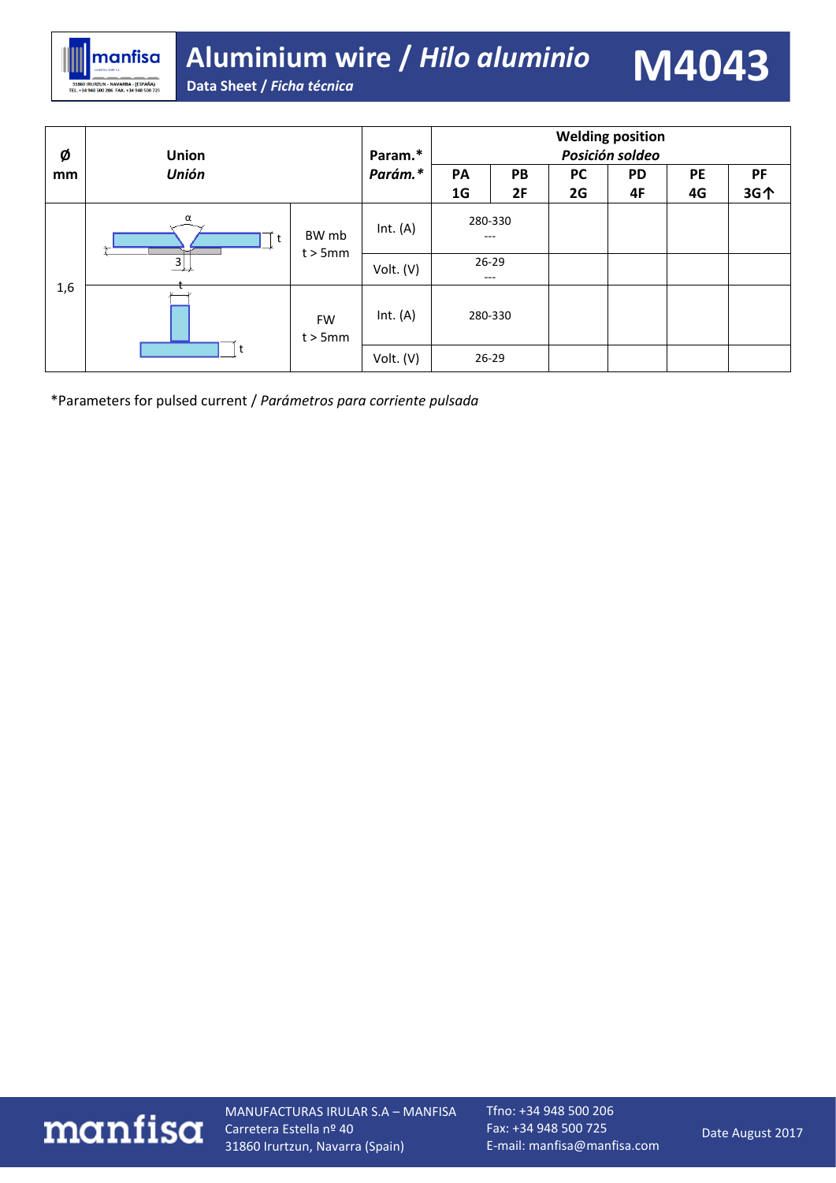# Aluminium wire / *Hilo aluminio*

**Data Sheet / *Ficha técnica***

# M4043

| Ø mm | Union *Unión* | | Param.* *Parám.** | Welding position *Posición soldeo* | | | | | |
|---|---|---|---|---|---|---|---|---|---|
| | | | | PA 1G | PB 2F | PC 2G | PD 4F | PE 4G | PF 3G↑ |
| 1,6 | | BW mb t > 5mm | Int. (A) | 280-330 | --- | | | | |
| | | | Volt. (V) | 26-29 | --- | | | | |
| | | FW t > 5mm | Int. (A) | 280-330 | | | | | |
| | | | Volt. (V) | 26-29 | | | | | |

*Parameters for pulsed current / *Parámetros para corriente pulsada*

MANUFACTURAS IRULAR S.A – MANFISA
Carretera Estella nº 40
31860 Irurtzun, Navarra (Spain)

Tfno: +34 948 500 206
Fax: +34 948 500 725
E-mail: manfisa@manfisa.com

Date August 2017